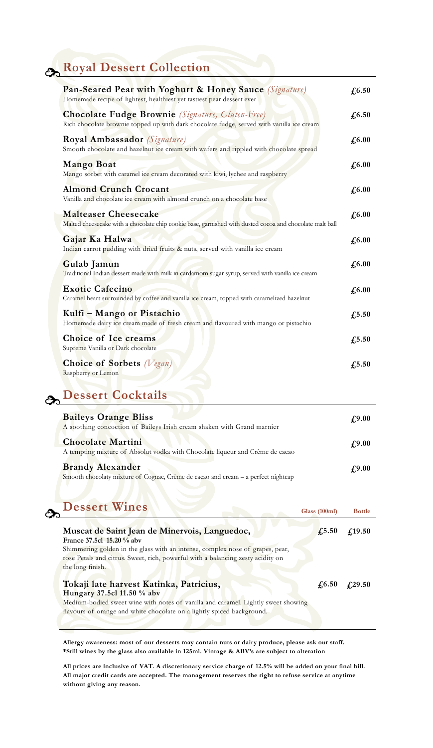## Royal Dessert Collection

**Pan-Seared Pear with Yoghurt & Honey Sauce** *(Signature)* — **£6.50**
Homemade recipe of lightest, healthiest yet tastiest pear dessert ever

**Chocolate Fudge Brownie** *(Signature, Gluten-Free)* — **£6.50**
Rich chocolate brownie topped up with dark chocolate fudge, served with vanilla ice cream

**Royal Ambassador** *(Signature)* — **£6.00**
Smooth chocolate and hazelnut ice cream with wafers and rippled with chocolate spread

**Mango Boat** — **£6.00**
Mango sorbet with caramel ice cream decorated with kiwi, lychee and raspberry

**Almond Crunch Crocant** — **£6.00**
Vanilla and chocolate ice cream with almond crunch on a chocolate base

**Malteaser Cheesecake** — **£6.00**
Malted cheesecake with a chocolate chip cookie base, garnished with dusted cocoa and chocolate malt ball

**Gajar Ka Halwa** — **£6.00**
Indian carrot pudding with dried fruits & nuts, served with vanilla ice cream

**Gulab Jamun** — **£6.00**
Traditional Indian dessert made with milk in cardamom sugar syrup, served with vanilla ice cream

**Exotic Cafecino** — **£6.00**
Caramel heart surrounded by coffee and vanilla ice cream, topped with caramelized hazelnut

**Kulfi – Mango or Pistachio** — **£5.50**
Homemade dairy ice cream made of fresh cream and flavoured with mango or pistachio

**Choice of Ice creams** — **£5.50**
Supreme Vanilla or Dark chocolate

**Choice of Sorbets** *(Vegan)* — **£5.50**
Raspberry or Lemon

## Dessert Cocktails

**Baileys Orange Bliss** — **£9.00**
A soothing concoction of Baileys Irish cream shaken with Grand marnier

**Chocolate Martini** — **£9.00**
A tempting mixture of Absolut vodka with Chocolate liqueur and Crème de cacao

**Brandy Alexander** — **£9.00**
Smooth chocolaty mixture of Cognac, Crème de cacao and cream – a perfect nightcap

## Dessert Wines

| | Glass (100ml) | Bottle |
|---|---|---|
| **Muscat de Saint Jean de Minervois, Languedoc, France 37.5cl 15.20 % abv**<br>Shimmering golden in the glass with an intense, complex nose of grapes, pear, rose Petals and citrus. Sweet, rich, powerful with a balancing zesty acidity on the long finish. | £5.50 | £19.50 |
| **Tokaji late harvest Katinka, Patricius, Hungary 37.5cl 11.50 % abv**<br>Medium-bodied sweet wine with notes of vanilla and caramel. Lightly sweet showing flavours of orange and white chocolate on a lightly spiced background. | £6.50 | £29.50 |

**Allergy awareness: most of our desserts may contain nuts or dairy produce, please ask our staff.**
**\*Still wines by the glass also available in 125ml. Vintage & ABV's are subject to alteration**

**All prices are inclusive of VAT. A discretionary service charge of 12.5% will be added on your final bill. All major credit cards are accepted. The management reserves the right to refuse service at anytime without giving any reason.**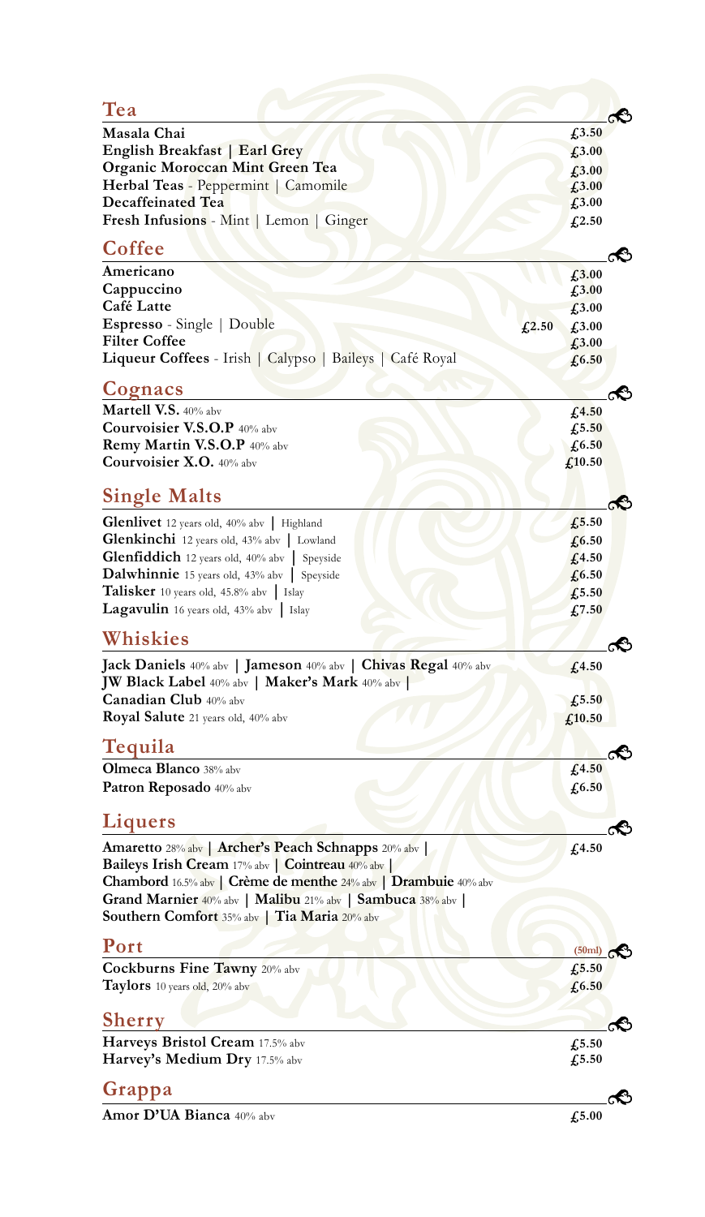## Tea

| | |
|---|---|
| **Masala Chai** | **£3.50** |
| **English Breakfast \| Earl Grey** | **£3.00** |
| **Organic Moroccan Mint Green Tea** | **£3.00** |
| **Herbal Teas** - Peppermint \| Camomile | **£3.00** |
| **Decaffeinated Tea** | **£3.00** |
| **Fresh Infusions** - Mint \| Lemon \| Ginger | **£2.50** |

## Coffee

| | | |
|---|---|---|
| **Americano** | | **£3.00** |
| **Cappuccino** | | **£3.00** |
| **Café Latte** | | **£3.00** |
| **Espresso** - Single \| Double | **£2.50** | **£3.00** |
| **Filter Coffee** | | **£3.00** |
| **Liqueur Coffees** - Irish \| Calypso \| Baileys \| Café Royal | | **£6.50** |

## Cognacs

| | |
|---|---|
| **Martell V.S.** 40% abv | **£4.50** |
| **Courvoisier V.S.O.P** 40% abv | **£5.50** |
| **Remy Martin V.S.O.P** 40% abv | **£6.50** |
| **Courvoisier X.O.** 40% abv | **£10.50** |

## Single Malts

| | |
|---|---|
| **Glenlivet** 12 years old, 40% abv \| Highland | **£5.50** |
| **Glenkinchi** 12 years old, 43% abv \| Lowland | **£6.50** |
| **Glenfiddich** 12 years old, 40% abv \| Speyside | **£4.50** |
| **Dalwhinnie** 15 years old, 43% abv \| Speyside | **£6.50** |
| **Talisker** 10 years old, 45.8% abv \| Islay | **£5.50** |
| **Lagavulin** 16 years old, 43% abv \| Islay | **£7.50** |

## Whiskies

| | |
|---|---|
| **Jack Daniels** 40% abv \| **Jameson** 40% abv \| **Chivas Regal** 40% abv \| **JW Black Label** 40% abv \| **Maker's Mark** 40% abv \| | **£4.50** |
| **Canadian Club** 40% abv | **£5.50** |
| **Royal Salute** 21 years old, 40% abv | **£10.50** |

## Tequila

| | |
|---|---|
| **Olmeca Blanco** 38% abv | **£4.50** |
| **Patron Reposado** 40% abv | **£6.50** |

## Liquers

| | |
|---|---|
| **Amaretto** 28% abv \| **Archer's Peach Schnapps** 20% abv \| **Baileys Irish Cream** 17% abv \| **Cointreau** 40% abv \| **Chambord** 16.5% abv \| **Crème de menthe** 24% abv \| **Drambuie** 40% abv **Grand Marnier** 40% abv \| **Malibu** 21% abv \| **Sambuca** 38% abv \| **Southern Comfort** 35% abv \| **Tia Maria** 20% abv | **£4.50** |

## Port

| | (50ml) |
|---|---|
| **Cockburns Fine Tawny** 20% abv | **£5.50** |
| **Taylors** 10 years old, 20% abv | **£6.50** |

## Sherry

| | |
|---|---|
| **Harveys Bristol Cream** 17.5% abv | **£5.50** |
| **Harvey's Medium Dry** 17.5% abv | **£5.50** |

## Grappa

| | |
|---|---|
| **Amor D'UA Bianca** 40% abv | **£5.00** |